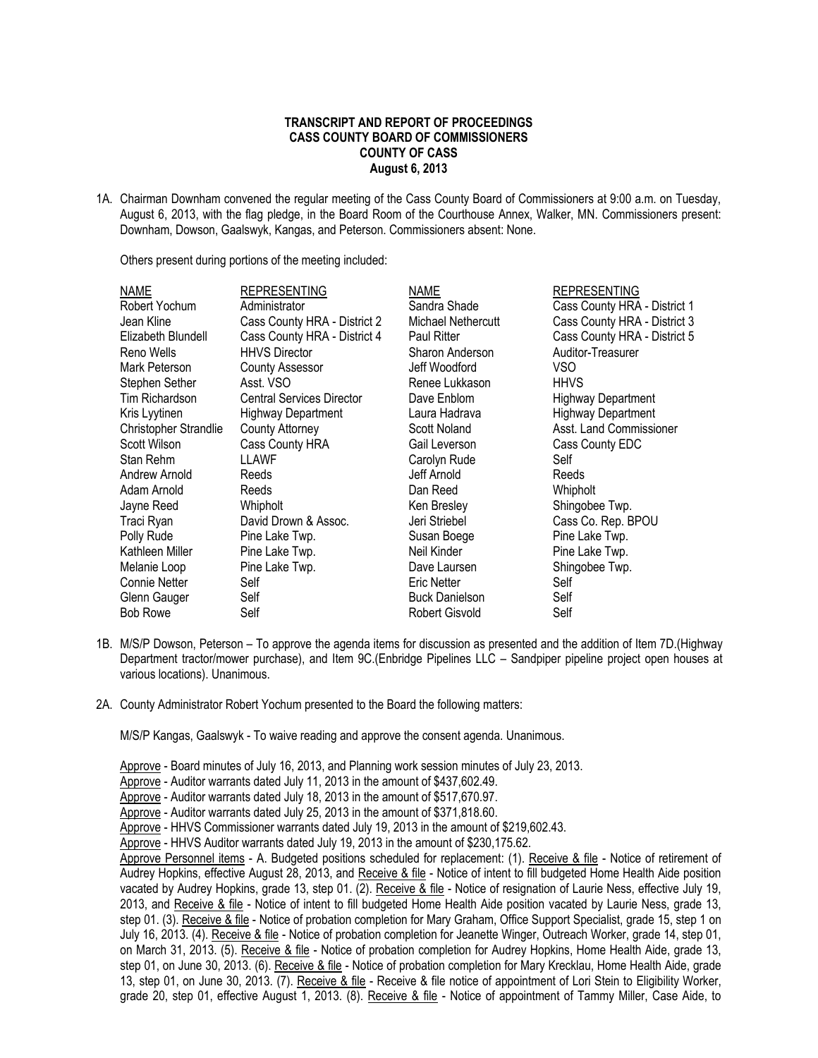**TRANSCRIPT AND REPORT OF PROCEEDINGS**
**CASS COUNTY BOARD OF COMMISSIONERS**
**COUNTY OF CASS**
**August 6, 2013**

1A. Chairman Downham convened the regular meeting of the Cass County Board of Commissioners at 9:00 a.m. on Tuesday, August 6, 2013, with the flag pledge, in the Board Room of the Courthouse Annex, Walker, MN. Commissioners present: Downham, Dowson, Gaalswyk, Kangas, and Peterson. Commissioners absent: None.

Others present during portions of the meeting included:

| NAME | REPRESENTING | NAME | REPRESENTING |
|---|---|---|---|
| Robert Yochum | Administrator | Sandra Shade | Cass County HRA - District 1 |
| Jean Kline | Cass County HRA - District 2 | Michael Nethercutt | Cass County HRA - District 3 |
| Elizabeth Blundell | Cass County HRA - District 4 | Paul Ritter | Cass County HRA - District 5 |
| Reno Wells | HHVS Director | Sharon Anderson | Auditor-Treasurer |
| Mark Peterson | County Assessor | Jeff Woodford | VSO |
| Stephen Sether | Asst. VSO | Renee Lukkason | HHVS |
| Tim Richardson | Central Services Director | Dave Enblom | Highway Department |
| Kris Lyytinen | Highway Department | Laura Hadrava | Highway Department |
| Christopher Strandlie | County Attorney | Scott Noland | Asst. Land Commissioner |
| Scott Wilson | Cass County HRA | Gail Leverson | Cass County EDC |
| Stan Rehm | LLAWF | Carolyn Rude | Self |
| Andrew Arnold | Reeds | Jeff Arnold | Reeds |
| Adam Arnold | Reeds | Dan Reed | Whipholt |
| Jayne Reed | Whipholt | Ken Bresley | Shingobee Twp. |
| Traci Ryan | David Drown & Assoc. | Jeri Striebel | Cass Co. Rep. BPOU |
| Polly Rude | Pine Lake Twp. | Susan Boege | Pine Lake Twp. |
| Kathleen Miller | Pine Lake Twp. | Neil Kinder | Pine Lake Twp. |
| Melanie Loop | Pine Lake Twp. | Dave Laursen | Shingobee Twp. |
| Connie Netter | Self | Eric Netter | Self |
| Glenn Gauger | Self | Buck Danielson | Self |
| Bob Rowe | Self | Robert Gisvold | Self |

1B. M/S/P Dowson, Peterson – To approve the agenda items for discussion as presented and the addition of Item 7D.(Highway Department tractor/mower purchase), and Item 9C.(Enbridge Pipelines LLC – Sandpiper pipeline project open houses at various locations). Unanimous.

2A. County Administrator Robert Yochum presented to the Board the following matters:

M/S/P Kangas, Gaalswyk - To waive reading and approve the consent agenda. Unanimous.

Approve - Board minutes of July 16, 2013, and Planning work session minutes of July 23, 2013.
Approve - Auditor warrants dated July 11, 2013 in the amount of $437,602.49.
Approve - Auditor warrants dated July 18, 2013 in the amount of $517,670.97.
Approve - Auditor warrants dated July 25, 2013 in the amount of $371,818.60.
Approve - HHVS Commissioner warrants dated July 19, 2013 in the amount of $219,602.43.
Approve - HHVS Auditor warrants dated July 19, 2013 in the amount of $230,175.62.
Approve Personnel items - A. Budgeted positions scheduled for replacement: (1). Receive & file - Notice of retirement of Audrey Hopkins, effective August 28, 2013, and Receive & file - Notice of intent to fill budgeted Home Health Aide position vacated by Audrey Hopkins, grade 13, step 01. (2). Receive & file - Notice of resignation of Laurie Ness, effective July 19, 2013, and Receive & file - Notice of intent to fill budgeted Home Health Aide position vacated by Laurie Ness, grade 13, step 01. (3). Receive & file - Notice of probation completion for Mary Graham, Office Support Specialist, grade 15, step 1 on July 16, 2013. (4). Receive & file - Notice of probation completion for Jeanette Winger, Outreach Worker, grade 14, step 01, on March 31, 2013. (5). Receive & file - Notice of probation completion for Audrey Hopkins, Home Health Aide, grade 13, step 01, on June 30, 2013. (6). Receive & file - Notice of probation completion for Mary Krecklau, Home Health Aide, grade 13, step 01, on June 30, 2013. (7). Receive & file - Receive & file notice of appointment of Lori Stein to Eligibility Worker, grade 20, step 01, effective August 1, 2013. (8). Receive & file - Notice of appointment of Tammy Miller, Case Aide, to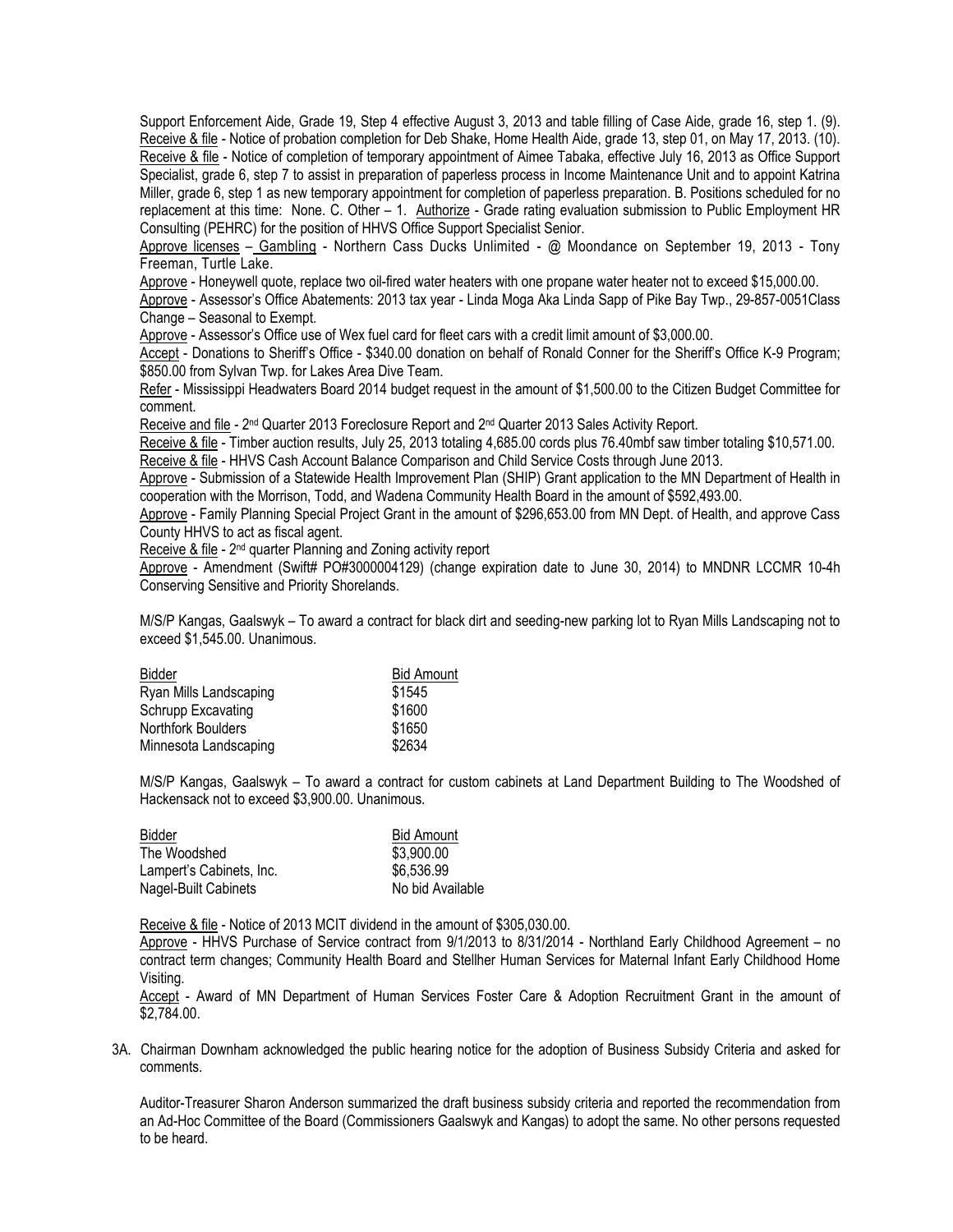Support Enforcement Aide, Grade 19, Step 4 effective August 3, 2013 and table filling of Case Aide, grade 16, step 1. (9). Receive & file - Notice of probation completion for Deb Shake, Home Health Aide, grade 13, step 01, on May 17, 2013. (10). Receive & file - Notice of completion of temporary appointment of Aimee Tabaka, effective July 16, 2013 as Office Support Specialist, grade 6, step 7 to assist in preparation of paperless process in Income Maintenance Unit and to appoint Katrina Miller, grade 6, step 1 as new temporary appointment for completion of paperless preparation. B. Positions scheduled for no replacement at this time: None. C. Other – 1. Authorize - Grade rating evaluation submission to Public Employment HR Consulting (PEHRC) for the position of HHVS Office Support Specialist Senior.

Approve licenses – Gambling - Northern Cass Ducks Unlimited - @ Moondance on September 19, 2013 - Tony Freeman, Turtle Lake.

Approve - Honeywell quote, replace two oil-fired water heaters with one propane water heater not to exceed $15,000.00.

Approve - Assessor's Office Abatements: 2013 tax year - Linda Moga Aka Linda Sapp of Pike Bay Twp., 29-857-0051Class Change – Seasonal to Exempt.

Approve - Assessor's Office use of Wex fuel card for fleet cars with a credit limit amount of $3,000.00.

Accept - Donations to Sheriff's Office - $340.00 donation on behalf of Ronald Conner for the Sheriff's Office K-9 Program; $850.00 from Sylvan Twp. for Lakes Area Dive Team.

Refer - Mississippi Headwaters Board 2014 budget request in the amount of $1,500.00 to the Citizen Budget Committee for comment.

Receive and file - 2nd Quarter 2013 Foreclosure Report and 2nd Quarter 2013 Sales Activity Report.

Receive & file - Timber auction results, July 25, 2013 totaling 4,685.00 cords plus 76.40mbf saw timber totaling $10,571.00.

Receive & file - HHVS Cash Account Balance Comparison and Child Service Costs through June 2013.

Approve - Submission of a Statewide Health Improvement Plan (SHIP) Grant application to the MN Department of Health in cooperation with the Morrison, Todd, and Wadena Community Health Board in the amount of $592,493.00.

Approve - Family Planning Special Project Grant in the amount of $296,653.00 from MN Dept. of Health, and approve Cass County HHVS to act as fiscal agent.

Receive & file - 2nd quarter Planning and Zoning activity report

Approve - Amendment (Swift# PO#3000004129) (change expiration date to June 30, 2014) to MNDNR LCCMR 10-4h Conserving Sensitive and Priority Shorelands.

M/S/P Kangas, Gaalswyk – To award a contract for black dirt and seeding-new parking lot to Ryan Mills Landscaping not to exceed $1,545.00. Unanimous.

| Bidder | Bid Amount |
|---|---|
| Ryan Mills Landscaping | $1545 |
| Schrupp Excavating | $1600 |
| Northfork Boulders | $1650 |
| Minnesota Landscaping | $2634 |

M/S/P Kangas, Gaalswyk – To award a contract for custom cabinets at Land Department Building to The Woodshed of Hackensack not to exceed $3,900.00. Unanimous.

| Bidder | Bid Amount |
|---|---|
| The Woodshed | $3,900.00 |
| Lampert's Cabinets, Inc. | $6,536.99 |
| Nagel-Built Cabinets | No bid Available |

Receive & file - Notice of 2013 MCIT dividend in the amount of $305,030.00.

Approve - HHVS Purchase of Service contract from 9/1/2013 to 8/31/2014 - Northland Early Childhood Agreement – no contract term changes; Community Health Board and Stellher Human Services for Maternal Infant Early Childhood Home Visiting.

Accept - Award of MN Department of Human Services Foster Care & Adoption Recruitment Grant in the amount of $2,784.00.

3A. Chairman Downham acknowledged the public hearing notice for the adoption of Business Subsidy Criteria and asked for comments.

Auditor-Treasurer Sharon Anderson summarized the draft business subsidy criteria and reported the recommendation from an Ad-Hoc Committee of the Board (Commissioners Gaalswyk and Kangas) to adopt the same. No other persons requested to be heard.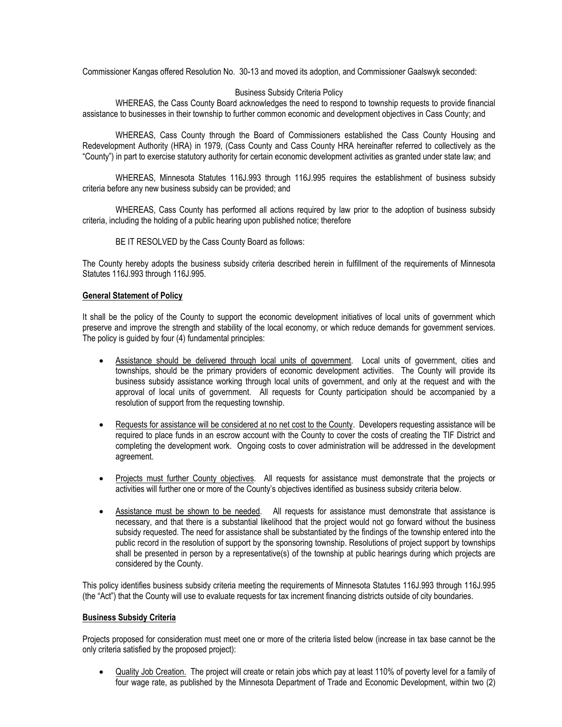Commissioner Kangas offered Resolution No. 30-13 and moved its adoption, and Commissioner Gaalswyk seconded:

Business Subsidy Criteria Policy

WHEREAS, the Cass County Board acknowledges the need to respond to township requests to provide financial assistance to businesses in their township to further common economic and development objectives in Cass County; and

WHEREAS, Cass County through the Board of Commissioners established the Cass County Housing and Redevelopment Authority (HRA) in 1979, (Cass County and Cass County HRA hereinafter referred to collectively as the "County") in part to exercise statutory authority for certain economic development activities as granted under state law; and

WHEREAS, Minnesota Statutes 116J.993 through 116J.995 requires the establishment of business subsidy criteria before any new business subsidy can be provided; and

WHEREAS, Cass County has performed all actions required by law prior to the adoption of business subsidy criteria, including the holding of a public hearing upon published notice; therefore

BE IT RESOLVED by the Cass County Board as follows:

The County hereby adopts the business subsidy criteria described herein in fulfillment of the requirements of Minnesota Statutes 116J.993 through 116J.995.

**General Statement of Policy**

It shall be the policy of the County to support the economic development initiatives of local units of government which preserve and improve the strength and stability of the local economy, or which reduce demands for government services. The policy is guided by four (4) fundamental principles:

- Assistance should be delivered through local units of government. Local units of government, cities and townships, should be the primary providers of economic development activities. The County will provide its business subsidy assistance working through local units of government, and only at the request and with the approval of local units of government. All requests for County participation should be accompanied by a resolution of support from the requesting township.
- Requests for assistance will be considered at no net cost to the County. Developers requesting assistance will be required to place funds in an escrow account with the County to cover the costs of creating the TIF District and completing the development work. Ongoing costs to cover administration will be addressed in the development agreement.
- Projects must further County objectives. All requests for assistance must demonstrate that the projects or activities will further one or more of the County's objectives identified as business subsidy criteria below.
- Assistance must be shown to be needed. All requests for assistance must demonstrate that assistance is necessary, and that there is a substantial likelihood that the project would not go forward without the business subsidy requested. The need for assistance shall be substantiated by the findings of the township entered into the public record in the resolution of support by the sponsoring township. Resolutions of project support by townships shall be presented in person by a representative(s) of the township at public hearings during which projects are considered by the County.

This policy identifies business subsidy criteria meeting the requirements of Minnesota Statutes 116J.993 through 116J.995 (the "Act") that the County will use to evaluate requests for tax increment financing districts outside of city boundaries.

**Business Subsidy Criteria**

Projects proposed for consideration must meet one or more of the criteria listed below (increase in tax base cannot be the only criteria satisfied by the proposed project):

- Quality Job Creation. The project will create or retain jobs which pay at least 110% of poverty level for a family of four wage rate, as published by the Minnesota Department of Trade and Economic Development, within two (2)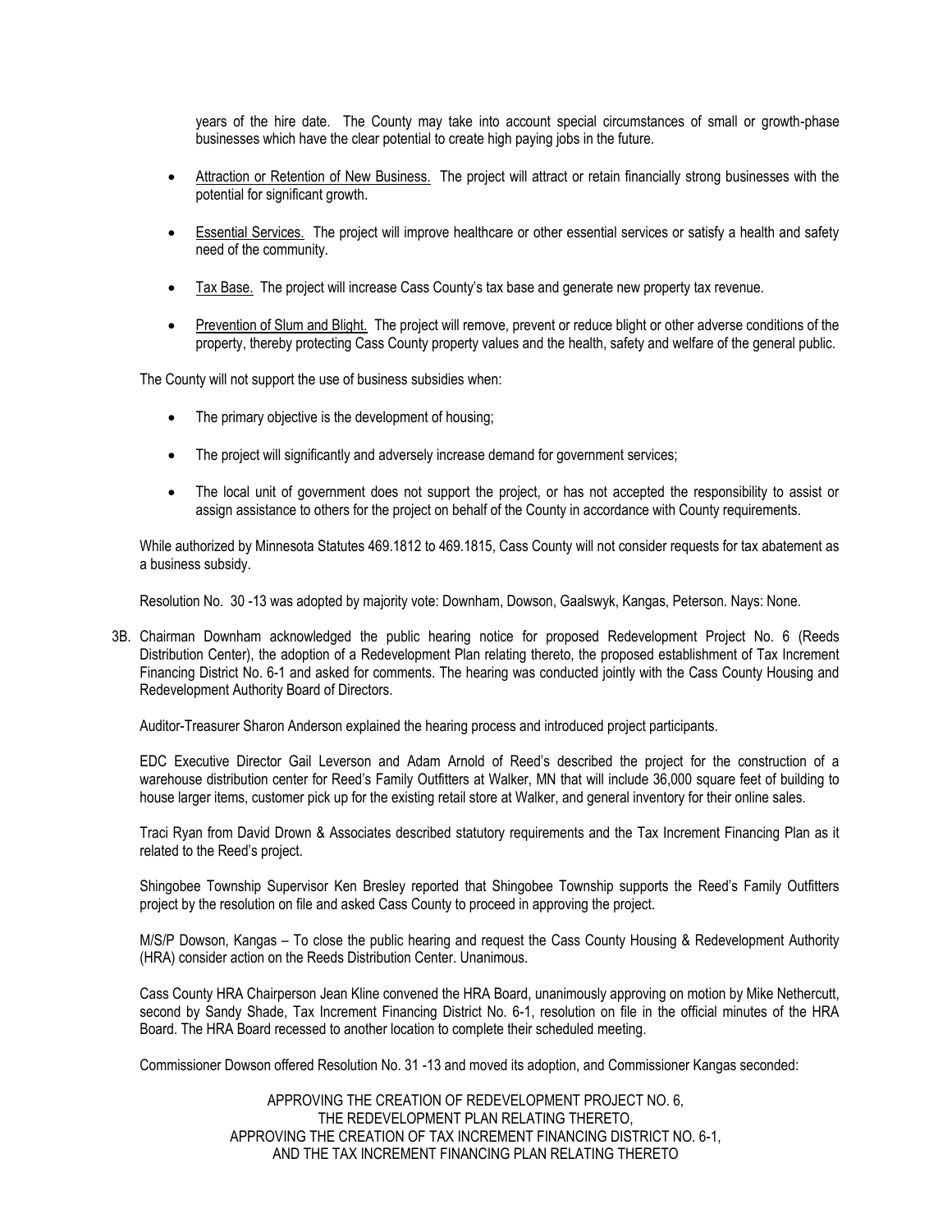years of the hire date. The County may take into account special circumstances of small or growth-phase businesses which have the clear potential to create high paying jobs in the future.

- Attraction or Retention of New Business. The project will attract or retain financially strong businesses with the potential for significant growth.
- Essential Services. The project will improve healthcare or other essential services or satisfy a health and safety need of the community.
- Tax Base. The project will increase Cass County's tax base and generate new property tax revenue.
- Prevention of Slum and Blight. The project will remove, prevent or reduce blight or other adverse conditions of the property, thereby protecting Cass County property values and the health, safety and welfare of the general public.

The County will not support the use of business subsidies when:

- The primary objective is the development of housing;
- The project will significantly and adversely increase demand for government services;
- The local unit of government does not support the project, or has not accepted the responsibility to assist or assign assistance to others for the project on behalf of the County in accordance with County requirements.

While authorized by Minnesota Statutes 469.1812 to 469.1815, Cass County will not consider requests for tax abatement as a business subsidy.

Resolution No. 30 -13 was adopted by majority vote: Downham, Dowson, Gaalswyk, Kangas, Peterson. Nays: None.

3B. Chairman Downham acknowledged the public hearing notice for proposed Redevelopment Project No. 6 (Reeds Distribution Center), the adoption of a Redevelopment Plan relating thereto, the proposed establishment of Tax Increment Financing District No. 6-1 and asked for comments. The hearing was conducted jointly with the Cass County Housing and Redevelopment Authority Board of Directors.

Auditor-Treasurer Sharon Anderson explained the hearing process and introduced project participants.

EDC Executive Director Gail Leverson and Adam Arnold of Reed's described the project for the construction of a warehouse distribution center for Reed's Family Outfitters at Walker, MN that will include 36,000 square feet of building to house larger items, customer pick up for the existing retail store at Walker, and general inventory for their online sales.

Traci Ryan from David Drown & Associates described statutory requirements and the Tax Increment Financing Plan as it related to the Reed's project.

Shingobee Township Supervisor Ken Bresley reported that Shingobee Township supports the Reed's Family Outfitters project by the resolution on file and asked Cass County to proceed in approving the project.

M/S/P Dowson, Kangas – To close the public hearing and request the Cass County Housing & Redevelopment Authority (HRA) consider action on the Reeds Distribution Center. Unanimous.

Cass County HRA Chairperson Jean Kline convened the HRA Board, unanimously approving on motion by Mike Nethercutt, second by Sandy Shade, Tax Increment Financing District No. 6-1, resolution on file in the official minutes of the HRA Board. The HRA Board recessed to another location to complete their scheduled meeting.

Commissioner Dowson offered Resolution No. 31 -13 and moved its adoption, and Commissioner Kangas seconded:

APPROVING THE CREATION OF REDEVELOPMENT PROJECT NO. 6,
THE REDEVELOPMENT PLAN RELATING THERETO,
APPROVING THE CREATION OF TAX INCREMENT FINANCING DISTRICT NO. 6-1,
AND THE TAX INCREMENT FINANCING PLAN RELATING THERETO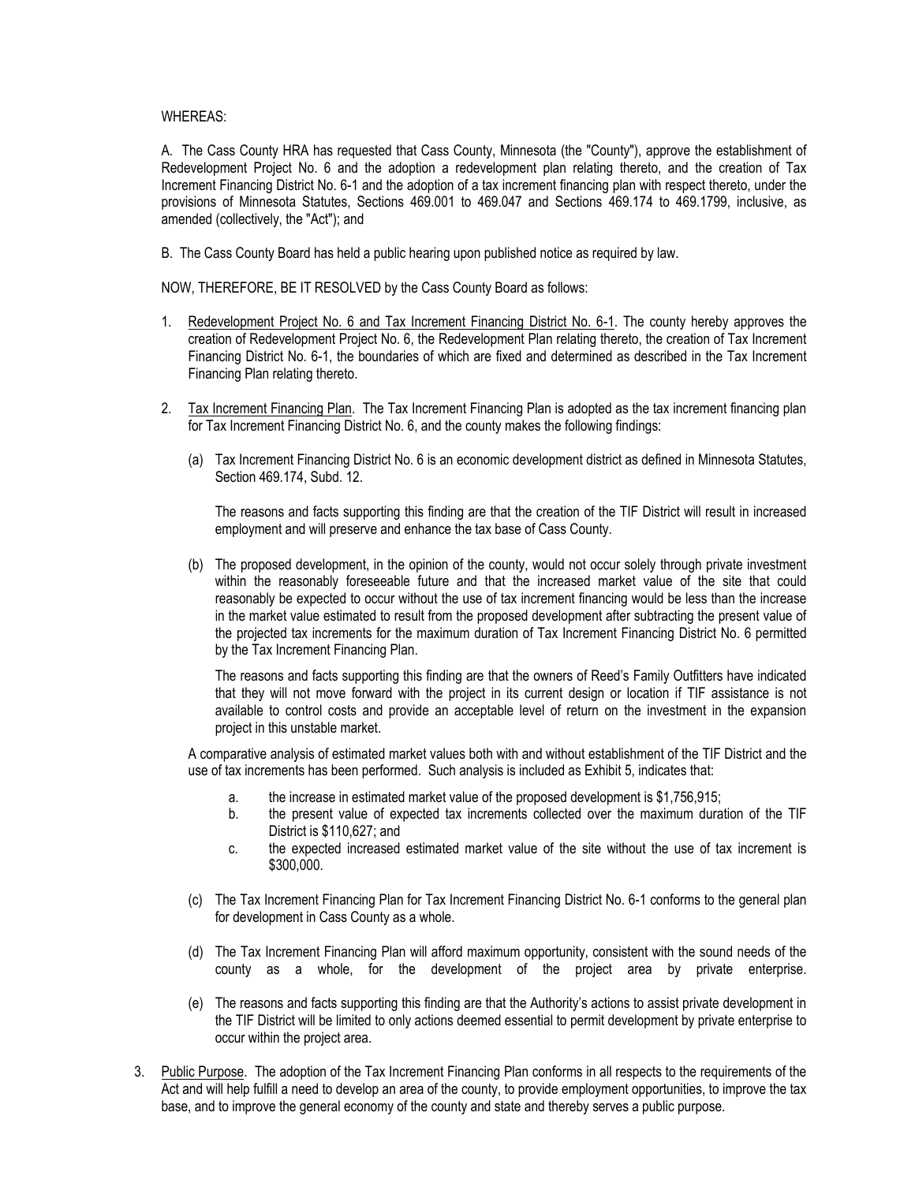WHEREAS:

A. The Cass County HRA has requested that Cass County, Minnesota (the "County"), approve the establishment of Redevelopment Project No. 6 and the adoption a redevelopment plan relating thereto, and the creation of Tax Increment Financing District No. 6-1 and the adoption of a tax increment financing plan with respect thereto, under the provisions of Minnesota Statutes, Sections 469.001 to 469.047 and Sections 469.174 to 469.1799, inclusive, as amended (collectively, the "Act"); and

B. The Cass County Board has held a public hearing upon published notice as required by law.

NOW, THEREFORE, BE IT RESOLVED by the Cass County Board as follows:

1. Redevelopment Project No. 6 and Tax Increment Financing District No. 6-1. The county hereby approves the creation of Redevelopment Project No. 6, the Redevelopment Plan relating thereto, the creation of Tax Increment Financing District No. 6-1, the boundaries of which are fixed and determined as described in the Tax Increment Financing Plan relating thereto.

2. Tax Increment Financing Plan. The Tax Increment Financing Plan is adopted as the tax increment financing plan for Tax Increment Financing District No. 6, and the county makes the following findings:

   (a) Tax Increment Financing District No. 6 is an economic development district as defined in Minnesota Statutes, Section 469.174, Subd. 12.

   The reasons and facts supporting this finding are that the creation of the TIF District will result in increased employment and will preserve and enhance the tax base of Cass County.

   (b) The proposed development, in the opinion of the county, would not occur solely through private investment within the reasonably foreseeable future and that the increased market value of the site that could reasonably be expected to occur without the use of tax increment financing would be less than the increase in the market value estimated to result from the proposed development after subtracting the present value of the projected tax increments for the maximum duration of Tax Increment Financing District No. 6 permitted by the Tax Increment Financing Plan.

   The reasons and facts supporting this finding are that the owners of Reed's Family Outfitters have indicated that they will not move forward with the project in its current design or location if TIF assistance is not available to control costs and provide an acceptable level of return on the investment in the expansion project in this unstable market.

   A comparative analysis of estimated market values both with and without establishment of the TIF District and the use of tax increments has been performed. Such analysis is included as Exhibit 5, indicates that:

      a. the increase in estimated market value of the proposed development is $1,756,915;
      b. the present value of expected tax increments collected over the maximum duration of the TIF District is $110,627; and
      c. the expected increased estimated market value of the site without the use of tax increment is $300,000.

   (c) The Tax Increment Financing Plan for Tax Increment Financing District No. 6-1 conforms to the general plan for development in Cass County as a whole.

   (d) The Tax Increment Financing Plan will afford maximum opportunity, consistent with the sound needs of the county as a whole, for the development of the project area by private enterprise.

   (e) The reasons and facts supporting this finding are that the Authority's actions to assist private development in the TIF District will be limited to only actions deemed essential to permit development by private enterprise to occur within the project area.

3. Public Purpose. The adoption of the Tax Increment Financing Plan conforms in all respects to the requirements of the Act and will help fulfill a need to develop an area of the county, to provide employment opportunities, to improve the tax base, and to improve the general economy of the county and state and thereby serves a public purpose.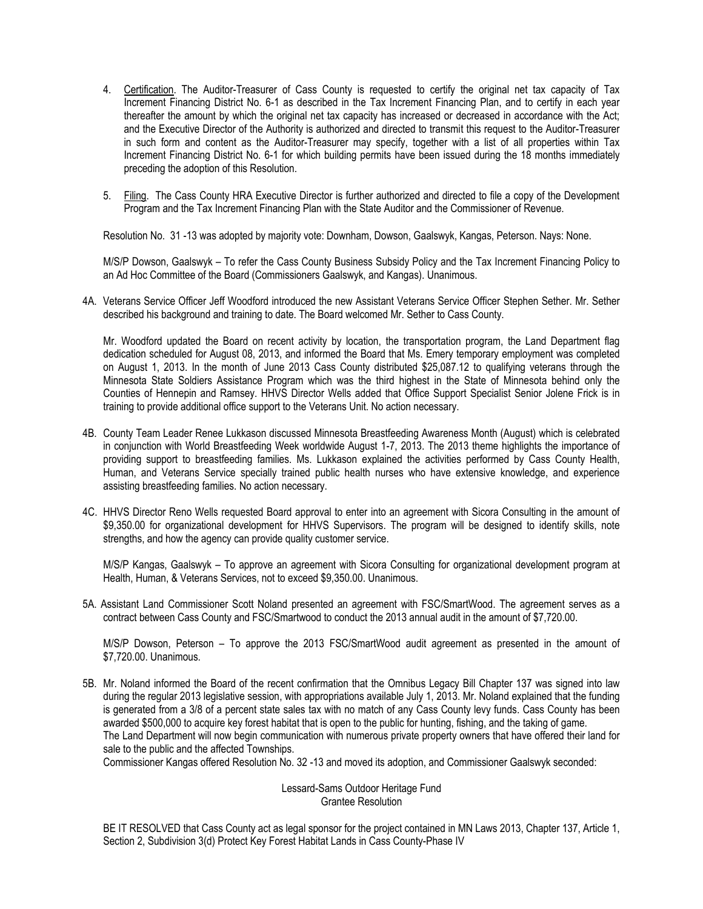4. Certification. The Auditor-Treasurer of Cass County is requested to certify the original net tax capacity of Tax Increment Financing District No. 6-1 as described in the Tax Increment Financing Plan, and to certify in each year thereafter the amount by which the original net tax capacity has increased or decreased in accordance with the Act; and the Executive Director of the Authority is authorized and directed to transmit this request to the Auditor-Treasurer in such form and content as the Auditor-Treasurer may specify, together with a list of all properties within Tax Increment Financing District No. 6-1 for which building permits have been issued during the 18 months immediately preceding the adoption of this Resolution.

5. Filing. The Cass County HRA Executive Director is further authorized and directed to file a copy of the Development Program and the Tax Increment Financing Plan with the State Auditor and the Commissioner of Revenue.

Resolution No. 31 -13 was adopted by majority vote: Downham, Dowson, Gaalswyk, Kangas, Peterson. Nays: None.

M/S/P Dowson, Gaalswyk – To refer the Cass County Business Subsidy Policy and the Tax Increment Financing Policy to an Ad Hoc Committee of the Board (Commissioners Gaalswyk, and Kangas). Unanimous.

4A. Veterans Service Officer Jeff Woodford introduced the new Assistant Veterans Service Officer Stephen Sether. Mr. Sether described his background and training to date. The Board welcomed Mr. Sether to Cass County.

Mr. Woodford updated the Board on recent activity by location, the transportation program, the Land Department flag dedication scheduled for August 08, 2013, and informed the Board that Ms. Emery temporary employment was completed on August 1, 2013. In the month of June 2013 Cass County distributed $25,087.12 to qualifying veterans through the Minnesota State Soldiers Assistance Program which was the third highest in the State of Minnesota behind only the Counties of Hennepin and Ramsey. HHVS Director Wells added that Office Support Specialist Senior Jolene Frick is in training to provide additional office support to the Veterans Unit. No action necessary.

4B. County Team Leader Renee Lukkason discussed Minnesota Breastfeeding Awareness Month (August) which is celebrated in conjunction with World Breastfeeding Week worldwide August 1-7, 2013. The 2013 theme highlights the importance of providing support to breastfeeding families. Ms. Lukkason explained the activities performed by Cass County Health, Human, and Veterans Service specially trained public health nurses who have extensive knowledge, and experience assisting breastfeeding families. No action necessary.

4C. HHVS Director Reno Wells requested Board approval to enter into an agreement with Sicora Consulting in the amount of $9,350.00 for organizational development for HHVS Supervisors. The program will be designed to identify skills, note strengths, and how the agency can provide quality customer service.

M/S/P Kangas, Gaalswyk – To approve an agreement with Sicora Consulting for organizational development program at Health, Human, & Veterans Services, not to exceed $9,350.00. Unanimous.

5A. Assistant Land Commissioner Scott Noland presented an agreement with FSC/SmartWood. The agreement serves as a contract between Cass County and FSC/Smartwood to conduct the 2013 annual audit in the amount of $7,720.00.

M/S/P Dowson, Peterson – To approve the 2013 FSC/SmartWood audit agreement as presented in the amount of $7,720.00. Unanimous.

5B. Mr. Noland informed the Board of the recent confirmation that the Omnibus Legacy Bill Chapter 137 was signed into law during the regular 2013 legislative session, with appropriations available July 1, 2013. Mr. Noland explained that the funding is generated from a 3/8 of a percent state sales tax with no match of any Cass County levy funds. Cass County has been awarded $500,000 to acquire key forest habitat that is open to the public for hunting, fishing, and the taking of game. The Land Department will now begin communication with numerous private property owners that have offered their land for sale to the public and the affected Townships.
Commissioner Kangas offered Resolution No. 32 -13 and moved its adoption, and Commissioner Gaalswyk seconded:

Lessard-Sams Outdoor Heritage Fund
Grantee Resolution

BE IT RESOLVED that Cass County act as legal sponsor for the project contained in MN Laws 2013, Chapter 137, Article 1, Section 2, Subdivision 3(d) Protect Key Forest Habitat Lands in Cass County-Phase IV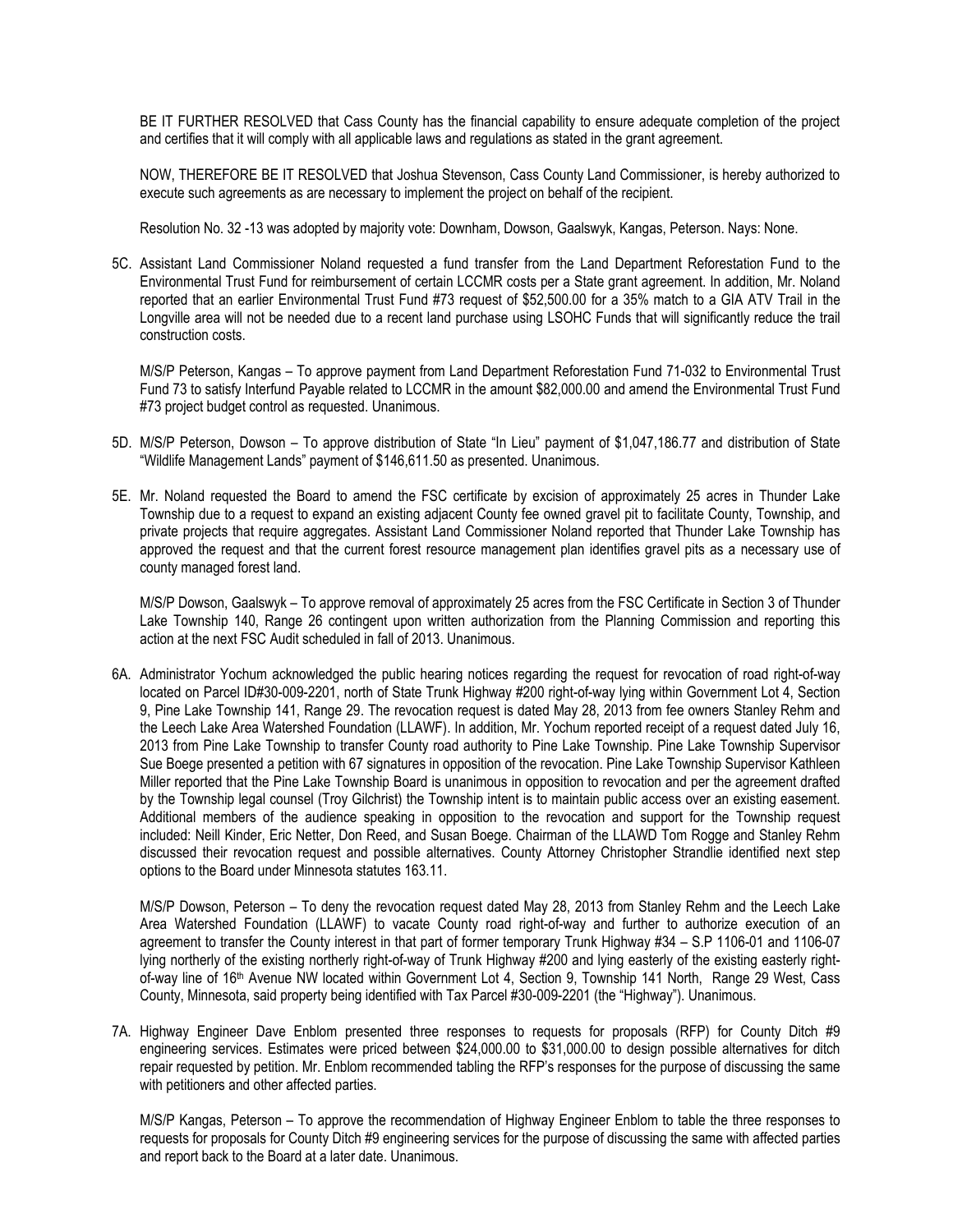BE IT FURTHER RESOLVED that Cass County has the financial capability to ensure adequate completion of the project and certifies that it will comply with all applicable laws and regulations as stated in the grant agreement.

NOW, THEREFORE BE IT RESOLVED that Joshua Stevenson, Cass County Land Commissioner, is hereby authorized to execute such agreements as are necessary to implement the project on behalf of the recipient.

Resolution No. 32 -13 was adopted by majority vote: Downham, Dowson, Gaalswyk, Kangas, Peterson. Nays: None.

5C. Assistant Land Commissioner Noland requested a fund transfer from the Land Department Reforestation Fund to the Environmental Trust Fund for reimbursement of certain LCCMR costs per a State grant agreement. In addition, Mr. Noland reported that an earlier Environmental Trust Fund #73 request of $52,500.00 for a 35% match to a GIA ATV Trail in the Longville area will not be needed due to a recent land purchase using LSOHC Funds that will significantly reduce the trail construction costs.

M/S/P Peterson, Kangas – To approve payment from Land Department Reforestation Fund 71-032 to Environmental Trust Fund 73 to satisfy Interfund Payable related to LCCMR in the amount $82,000.00 and amend the Environmental Trust Fund #73 project budget control as requested. Unanimous.

5D. M/S/P Peterson, Dowson – To approve distribution of State "In Lieu" payment of $1,047,186.77 and distribution of State "Wildlife Management Lands" payment of $146,611.50 as presented. Unanimous.

5E. Mr. Noland requested the Board to amend the FSC certificate by excision of approximately 25 acres in Thunder Lake Township due to a request to expand an existing adjacent County fee owned gravel pit to facilitate County, Township, and private projects that require aggregates. Assistant Land Commissioner Noland reported that Thunder Lake Township has approved the request and that the current forest resource management plan identifies gravel pits as a necessary use of county managed forest land.

M/S/P Dowson, Gaalswyk – To approve removal of approximately 25 acres from the FSC Certificate in Section 3 of Thunder Lake Township 140, Range 26 contingent upon written authorization from the Planning Commission and reporting this action at the next FSC Audit scheduled in fall of 2013. Unanimous.

6A. Administrator Yochum acknowledged the public hearing notices regarding the request for revocation of road right-of-way located on Parcel ID#30-009-2201, north of State Trunk Highway #200 right-of-way lying within Government Lot 4, Section 9, Pine Lake Township 141, Range 29. The revocation request is dated May 28, 2013 from fee owners Stanley Rehm and the Leech Lake Area Watershed Foundation (LLAWF). In addition, Mr. Yochum reported receipt of a request dated July 16, 2013 from Pine Lake Township to transfer County road authority to Pine Lake Township. Pine Lake Township Supervisor Sue Boege presented a petition with 67 signatures in opposition of the revocation. Pine Lake Township Supervisor Kathleen Miller reported that the Pine Lake Township Board is unanimous in opposition to revocation and per the agreement drafted by the Township legal counsel (Troy Gilchrist) the Township intent is to maintain public access over an existing easement. Additional members of the audience speaking in opposition to the revocation and support for the Township request included: Neill Kinder, Eric Netter, Don Reed, and Susan Boege. Chairman of the LLAWD Tom Rogge and Stanley Rehm discussed their revocation request and possible alternatives. County Attorney Christopher Strandlie identified next step options to the Board under Minnesota statutes 163.11.

M/S/P Dowson, Peterson – To deny the revocation request dated May 28, 2013 from Stanley Rehm and the Leech Lake Area Watershed Foundation (LLAWF) to vacate County road right-of-way and further to authorize execution of an agreement to transfer the County interest in that part of former temporary Trunk Highway #34 – S.P 1106-01 and 1106-07 lying northerly of the existing northerly right-of-way of Trunk Highway #200 and lying easterly of the existing easterly right-of-way line of 16th Avenue NW located within Government Lot 4, Section 9, Township 141 North, Range 29 West, Cass County, Minnesota, said property being identified with Tax Parcel #30-009-2201 (the "Highway"). Unanimous.

7A. Highway Engineer Dave Enblom presented three responses to requests for proposals (RFP) for County Ditch #9 engineering services. Estimates were priced between $24,000.00 to $31,000.00 to design possible alternatives for ditch repair requested by petition. Mr. Enblom recommended tabling the RFP's responses for the purpose of discussing the same with petitioners and other affected parties.

M/S/P Kangas, Peterson – To approve the recommendation of Highway Engineer Enblom to table the three responses to requests for proposals for County Ditch #9 engineering services for the purpose of discussing the same with affected parties and report back to the Board at a later date. Unanimous.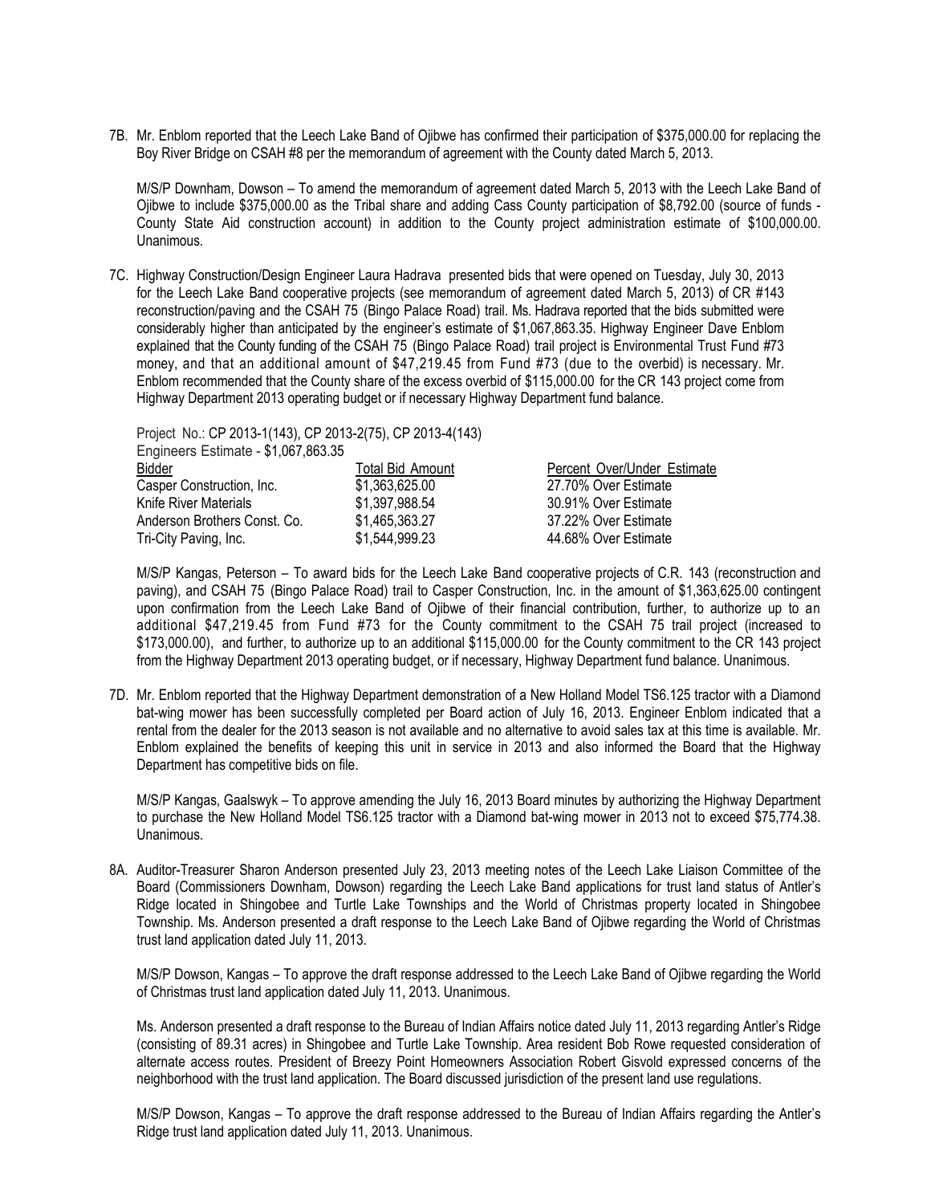7B. Mr. Enblom reported that the Leech Lake Band of Ojibwe has confirmed their participation of $375,000.00 for replacing the Boy River Bridge on CSAH #8 per the memorandum of agreement with the County dated March 5, 2013.

M/S/P Downham, Dowson – To amend the memorandum of agreement dated March 5, 2013 with the Leech Lake Band of Ojibwe to include $375,000.00 as the Tribal share and adding Cass County participation of $8,792.00 (source of funds - County State Aid construction account) in addition to the County project administration estimate of $100,000.00. Unanimous.

7C. Highway Construction/Design Engineer Laura Hadrava presented bids that were opened on Tuesday, July 30, 2013 for the Leech Lake Band cooperative projects (see memorandum of agreement dated March 5, 2013) of CR #143 reconstruction/paving and the CSAH 75 (Bingo Palace Road) trail. Ms. Hadrava reported that the bids submitted were considerably higher than anticipated by the engineer's estimate of $1,067,863.35. Highway Engineer Dave Enblom explained that the County funding of the CSAH 75 (Bingo Palace Road) trail project is Environmental Trust Fund #73 money, and that an additional amount of $47,219.45 from Fund #73 (due to the overbid) is necessary. Mr. Enblom recommended that the County share of the excess overbid of $115,000.00 for the CR 143 project come from Highway Department 2013 operating budget or if necessary Highway Department fund balance.

Project No.: CP 2013-1(143), CP 2013-2(75), CP 2013-4(143)
Engineers Estimate - $1,067,863.35

| Bidder | Total Bid Amount | Percent Over/Under Estimate |
|---|---|---|
| Casper Construction, Inc. | $1,363,625.00 | 27.70% Over Estimate |
| Knife River Materials | $1,397,988.54 | 30.91% Over Estimate |
| Anderson Brothers Const. Co. | $1,465,363.27 | 37.22% Over Estimate |
| Tri-City Paving, Inc. | $1,544,999.23 | 44.68% Over Estimate |

M/S/P Kangas, Peterson – To award bids for the Leech Lake Band cooperative projects of C.R. 143 (reconstruction and paving), and CSAH 75 (Bingo Palace Road) trail to Casper Construction, Inc. in the amount of $1,363,625.00 contingent upon confirmation from the Leech Lake Band of Ojibwe of their financial contribution, further, to authorize up to an additional $47,219.45 from Fund #73 for the County commitment to the CSAH 75 trail project (increased to $173,000.00), and further, to authorize up to an additional $115,000.00 for the County commitment to the CR 143 project from the Highway Department 2013 operating budget, or if necessary, Highway Department fund balance. Unanimous.

7D. Mr. Enblom reported that the Highway Department demonstration of a New Holland Model TS6.125 tractor with a Diamond bat-wing mower has been successfully completed per Board action of July 16, 2013. Engineer Enblom indicated that a rental from the dealer for the 2013 season is not available and no alternative to avoid sales tax at this time is available. Mr. Enblom explained the benefits of keeping this unit in service in 2013 and also informed the Board that the Highway Department has competitive bids on file.

M/S/P Kangas, Gaalswyk – To approve amending the July 16, 2013 Board minutes by authorizing the Highway Department to purchase the New Holland Model TS6.125 tractor with a Diamond bat-wing mower in 2013 not to exceed $75,774.38. Unanimous.

8A. Auditor-Treasurer Sharon Anderson presented July 23, 2013 meeting notes of the Leech Lake Liaison Committee of the Board (Commissioners Downham, Dowson) regarding the Leech Lake Band applications for trust land status of Antler's Ridge located in Shingobee and Turtle Lake Townships and the World of Christmas property located in Shingobee Township. Ms. Anderson presented a draft response to the Leech Lake Band of Ojibwe regarding the World of Christmas trust land application dated July 11, 2013.

M/S/P Dowson, Kangas – To approve the draft response addressed to the Leech Lake Band of Ojibwe regarding the World of Christmas trust land application dated July 11, 2013. Unanimous.

Ms. Anderson presented a draft response to the Bureau of Indian Affairs notice dated July 11, 2013 regarding Antler's Ridge (consisting of 89.31 acres) in Shingobee and Turtle Lake Township. Area resident Bob Rowe requested consideration of alternate access routes. President of Breezy Point Homeowners Association Robert Gisvold expressed concerns of the neighborhood with the trust land application. The Board discussed jurisdiction of the present land use regulations.

M/S/P Dowson, Kangas – To approve the draft response addressed to the Bureau of Indian Affairs regarding the Antler's Ridge trust land application dated July 11, 2013. Unanimous.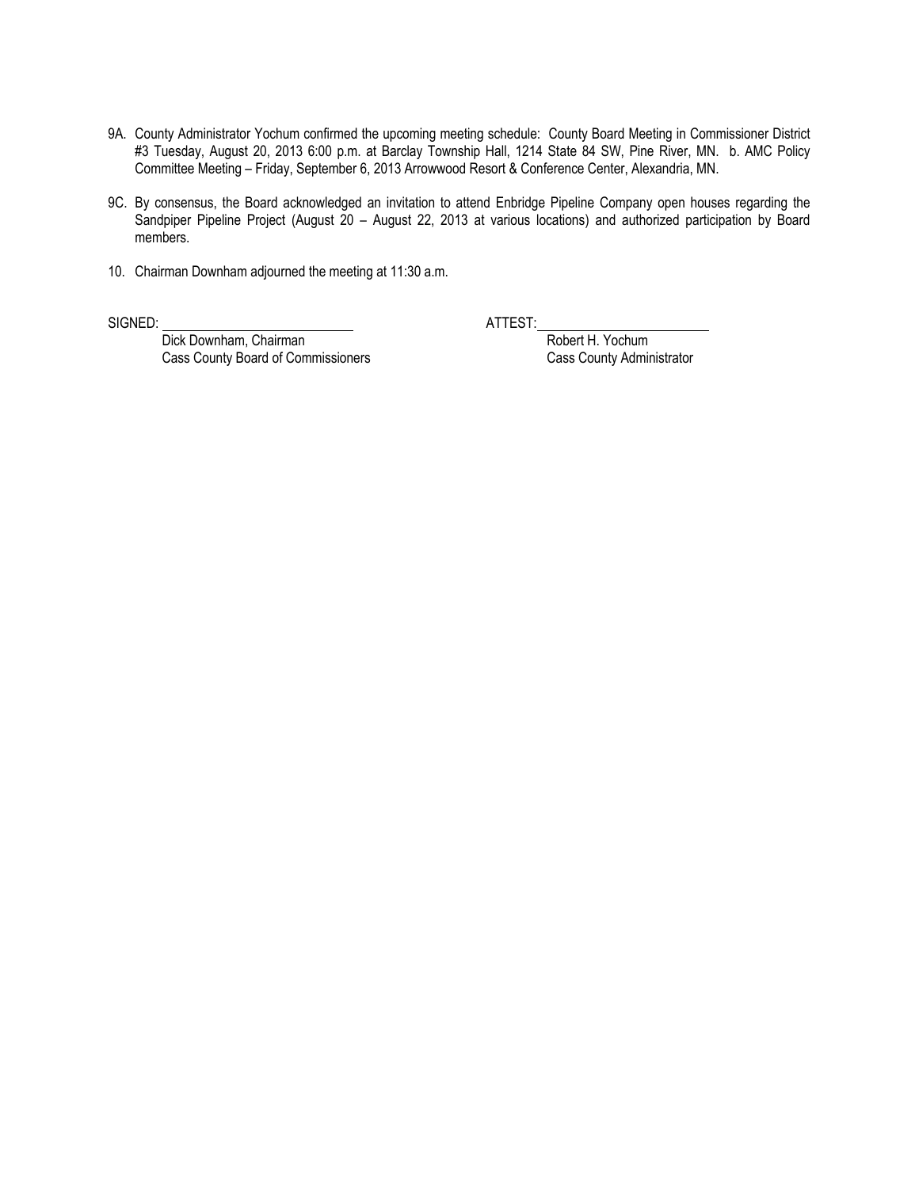9A. County Administrator Yochum confirmed the upcoming meeting schedule: County Board Meeting in Commissioner District #3 Tuesday, August 20, 2013 6:00 p.m. at Barclay Township Hall, 1214 State 84 SW, Pine River, MN. b. AMC Policy Committee Meeting – Friday, September 6, 2013 Arrowwood Resort & Conference Center, Alexandria, MN.

9C. By consensus, the Board acknowledged an invitation to attend Enbridge Pipeline Company open houses regarding the Sandpiper Pipeline Project (August 20 – August 22, 2013 at various locations) and authorized participation by Board members.

10. Chairman Downham adjourned the meeting at 11:30 a.m.

SIGNED: ____________________________
Dick Downham, Chairman
Cass County Board of Commissioners

ATTEST: ____________________________
Robert H. Yochum
Cass County Administrator